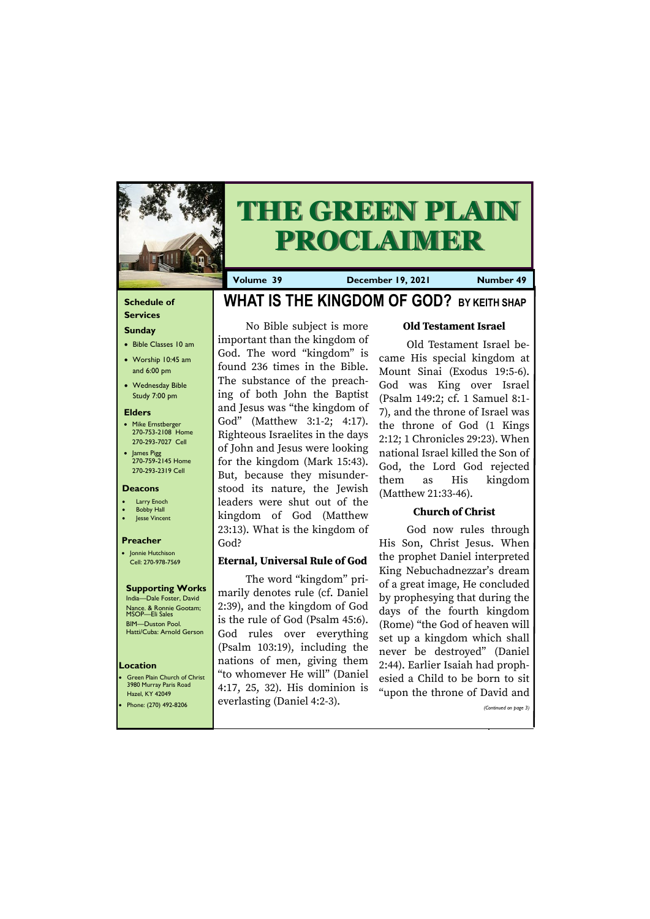# THE GREEN PLAIN PROCLAIMER

**Volume 39** **December 19, 2021** **Number 49**

## WHAT IS THE KINGDOM OF GOD? BY KEITH SHAP

No Bible subject is more important than the kingdom of God. The word "kingdom" is found 236 times in the Bible. The substance of the preaching of both John the Baptist and Jesus was "the kingdom of God" (Matthew 3:1-2; 4:17). Righteous Israelites in the days of John and Jesus were looking for the kingdom (Mark 15:43). But, because they misunderstood its nature, the Jewish leaders were shut out of the kingdom of God (Matthew 23:13). What is the kingdom of God?

### Eternal, Universal Rule of God

The word "kingdom" primarily denotes rule (cf. Daniel 2:39), and the kingdom of God is the rule of God (Psalm 45:6). God rules over everything (Psalm 103:19), including the nations of men, giving them "to whomever He will" (Daniel 4:17, 25, 32). His dominion is everlasting (Daniel 4:2-3).

### Old Testament Israel

Old Testament Israel became His special kingdom at Mount Sinai (Exodus 19:5-6). God was King over Israel (Psalm 149:2; cf. 1 Samuel 8:1-7), and the throne of Israel was the throne of God (1 Kings 2:12; 1 Chronicles 29:23). When national Israel killed the Son of God, the Lord God rejected them as His kingdom (Matthew 21:33-46).

### Church of Christ

God now rules through His Son, Christ Jesus. When the prophet Daniel interpreted King Nebuchadnezzar's dream of a great image, He concluded by prophesying that during the days of the fourth kingdom (Rome) "the God of heaven will set up a kingdom which shall never be destroyed" (Daniel 2:44). Earlier Isaiah had prophesied a Child to be born to sit "upon the throne of David and

*(Continued on page 3)*

---

**Schedule of Services**

**Sunday**

- Bible Classes 10 am
- Worship 10:45 am and 6:00 pm
- Wednesday Bible Study 7:00 pm

**Elders**

- Mike Ernstberger 270-753-2108 Home 270-293-7027 Cell
- James Pigg 270-759-2145 Home 270-293-2319 Cell

**Deacons**

- Larry Enoch
- Bobby Hall
- Jesse Vincent

**Preacher**

- Jonnie Hutchison Cell: 270-978-7569

**Supporting Works**

India—Dale Foster, David Nance. & Ronnie Gootam; MSOP—Eli Sales
BIM—Duston Pool.
Hatti/Cuba: Arnold Gerson

**Location**

- Green Plain Church of Christ 3980 Murray Paris Road Hazel, KY 42049
- Phone: (270) 492-8206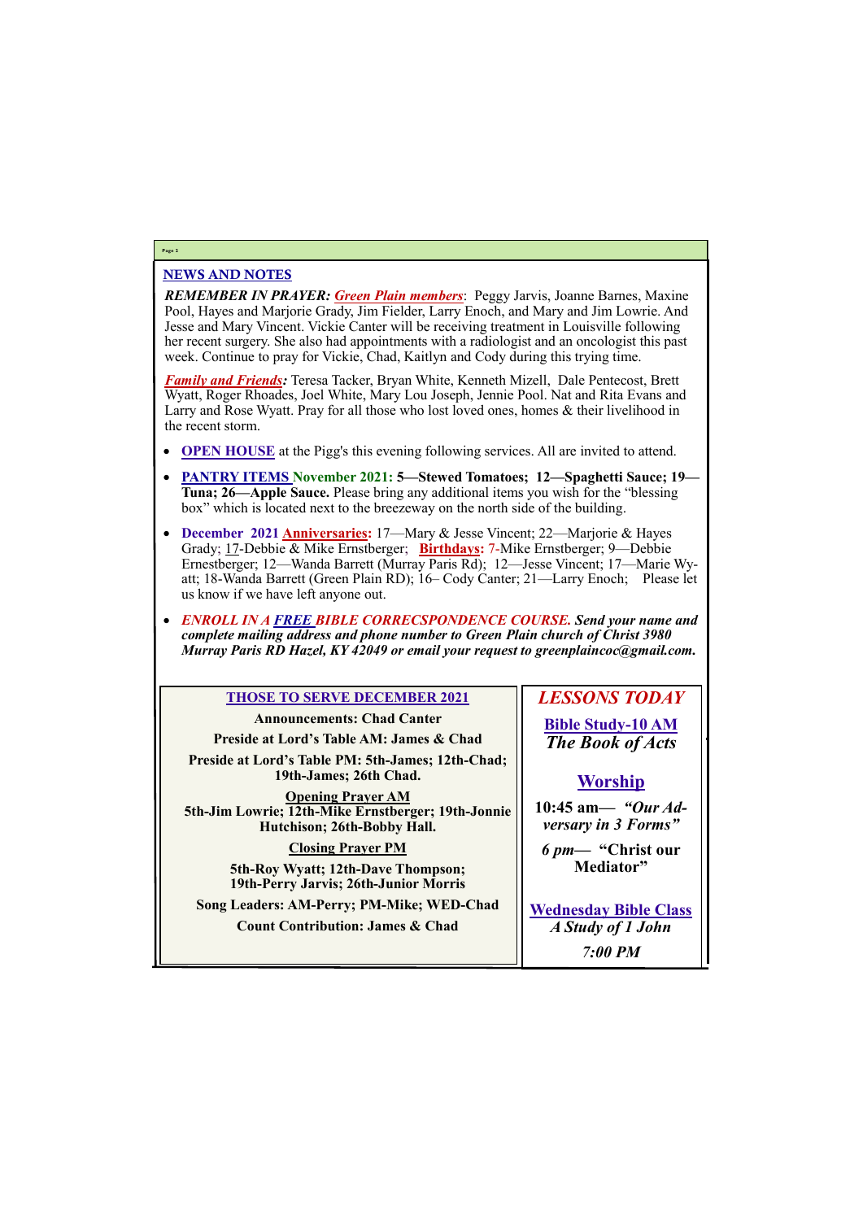## NEWS AND NOTES

***REMEMBER IN PRAYER:*** ***Green Plain members***: Peggy Jarvis, Joanne Barnes, Maxine Pool, Hayes and Marjorie Grady, Jim Fielder, Larry Enoch, and Mary and Jim Lowrie. And Jesse and Mary Vincent. Vickie Canter will be receiving treatment in Louisville following her recent surgery. She also had appointments with a radiologist and an oncologist this past week. Continue to pray for Vickie, Chad, Kaitlyn and Cody during this trying time.

***Family and Friends:*** Teresa Tacker, Bryan White, Kenneth Mizell, Dale Pentecost, Brett Wyatt, Roger Rhoades, Joel White, Mary Lou Joseph, Jennie Pool. Nat and Rita Evans and Larry and Rose Wyatt. Pray for all those who lost loved ones, homes & their livelihood in the recent storm.

- **OPEN HOUSE** at the Pigg's this evening following services. All are invited to attend.
- **PANTRY ITEMS November 2021: 5—Stewed Tomatoes; 12—Spaghetti Sauce; 19—Tuna; 26—Apple Sauce.** Please bring any additional items you wish for the "blessing box" which is located next to the breezeway on the north side of the building.
- **December 2021 Anniversaries:** 17—Mary & Jesse Vincent; 22—Marjorie & Hayes Grady; 17-Debbie & Mike Ernstberger; **Birthdays:** 7-Mike Ernstberger; 9—Debbie Ernestberger; 12—Wanda Barrett (Murray Paris Rd); 12—Jesse Vincent; 17—Marie Wyatt; 18-Wanda Barrett (Green Plain RD); 16– Cody Canter; 21—Larry Enoch; Please let us know if we have left anyone out.
- ***ENROLL IN A FREE BIBLE CORRECSPONDENCE COURSE. Send your name and complete mailing address and phone number to Green Plain church of Christ 3980 Murray Paris RD Hazel, KY 42049 or email your request to greenplaincoc@gmail.com.***

### THOSE TO SERVE DECEMBER 2021

**Announcements: Chad Canter**

**Preside at Lord's Table AM: James & Chad**

**Preside at Lord's Table PM: 5th-James; 12th-Chad; 19th-James; 26th Chad.**

**Opening Prayer AM**
**5th-Jim Lowrie; 12th-Mike Ernstberger; 19th-Jonnie Hutchison; 26th-Bobby Hall.**

**Closing Prayer PM**
**5th-Roy Wyatt; 12th-Dave Thompson; 19th-Perry Jarvis; 26th-Junior Morris**

**Song Leaders: AM-Perry; PM-Mike; WED-Chad**

**Count Contribution: James & Chad**

### *LESSONS TODAY*

**Bible Study-10 AM**
***The Book of Acts***

**Worship**

**10:45 am—** ***"Our Adversary in 3 Forms"***

***6 pm—*** **"Christ our Mediator"**

**Wednesday Bible Class**
***A Study of 1 John***
***7:00 PM***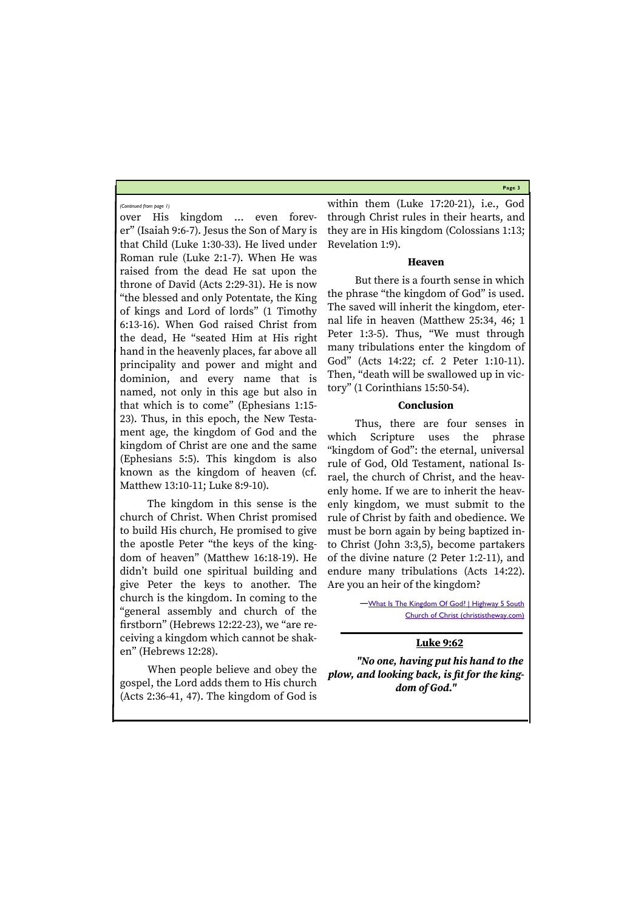*(Continued from page 1)*

over His kingdom … even forever" (Isaiah 9:6-7). Jesus the Son of Mary is that Child (Luke 1:30-33). He lived under Roman rule (Luke 2:1-7). When He was raised from the dead He sat upon the throne of David (Acts 2:29-31). He is now "the blessed and only Potentate, the King of kings and Lord of lords" (1 Timothy 6:13-16). When God raised Christ from the dead, He "seated Him at His right hand in the heavenly places, far above all principality and power and might and dominion, and every name that is named, not only in this age but also in that which is to come" (Ephesians 1:15-23). Thus, in this epoch, the New Testament age, the kingdom of God and the kingdom of Christ are one and the same (Ephesians 5:5). This kingdom is also known as the kingdom of heaven (cf. Matthew 13:10-11; Luke 8:9-10).

The kingdom in this sense is the church of Christ. When Christ promised to build His church, He promised to give the apostle Peter "the keys of the kingdom of heaven" (Matthew 16:18-19). He didn't build one spiritual building and give Peter the keys to another. The church is the kingdom. In coming to the "general assembly and church of the firstborn" (Hebrews 12:22-23), we "are receiving a kingdom which cannot be shaken" (Hebrews 12:28).

When people believe and obey the gospel, the Lord adds them to His church (Acts 2:36-41, 47). The kingdom of God is within them (Luke 17:20-21), i.e., God through Christ rules in their hearts, and they are in His kingdom (Colossians 1:13; Revelation 1:9).

### Heaven

But there is a fourth sense in which the phrase "the kingdom of God" is used. The saved will inherit the kingdom, eternal life in heaven (Matthew 25:34, 46; 1 Peter 1:3-5). Thus, "We must through many tribulations enter the kingdom of God" (Acts 14:22; cf. 2 Peter 1:10-11). Then, "death will be swallowed up in victory" (1 Corinthians 15:50-54).

### Conclusion

Thus, there are four senses in which Scripture uses the phrase "kingdom of God": the eternal, universal rule of God, Old Testament, national Israel, the church of Christ, and the heavenly home. If we are to inherit the heavenly kingdom, we must submit to the rule of Christ by faith and obedience. We must be born again by being baptized into Christ (John 3:3,5), become partakers of the divine nature (2 Peter 1:2-11), and endure many tribulations (Acts 14:22). Are you an heir of the kingdom?

—What Is The Kingdom Of God? | Highway 5 South Church of Christ (christistheway.com)

### Luke 9:62

***"No one, having put his hand to the plow, and looking back, is fit for the kingdom of God."***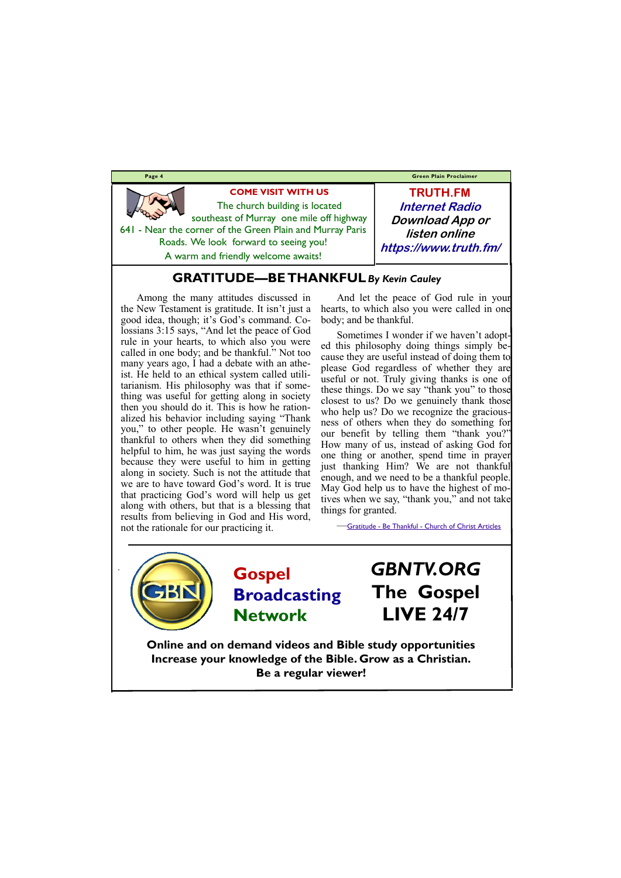## COME VISIT WITH US

The church building is located southeast of Murray one mile off highway 641 - Near the corner of the Green Plain and Murray Paris Roads. We look forward to seeing you!

A warm and friendly welcome awaits!

## TRUTH.FM

*Internet Radio*

*Download App or listen online*

*https://www.truth.fm/*

## GRATITUDE—BE THANKFUL *By Kevin Cauley*

Among the many attitudes discussed in the New Testament is gratitude. It isn't just a good idea, though; it's God's command. Colossians 3:15 says, "And let the peace of God rule in your hearts, to which also you were called in one body; and be thankful." Not too many years ago, I had a debate with an atheist. He held to an ethical system called utilitarianism. His philosophy was that if something was useful for getting along in society then you should do it. This is how he rationalized his behavior including saying "Thank you," to other people. He wasn't genuinely thankful to others when they did something helpful to him, he was just saying the words because they were useful to him in getting along in society. Such is not the attitude that we are to have toward God's word. It is true that practicing God's word will help us get along with others, but that is a blessing that results from believing in God and His word, not the rationale for our practicing it.

And let the peace of God rule in your hearts, to which also you were called in one body; and be thankful.

Sometimes I wonder if we haven't adopted this philosophy doing things simply because they are useful instead of doing them to please God regardless of whether they are useful or not. Truly giving thanks is one of these things. Do we say "thank you" to those closest to us? Do we genuinely thank those who help us? Do we recognize the graciousness of others when they do something for our benefit by telling them "thank you?" How many of us, instead of asking God for one thing or another, spend time in prayer just thanking Him? We are not thankful enough, and we need to be a thankful people. May God help us to have the highest of motives when we say, "thank you," and not take things for granted.

—Gratitude - Be Thankful - Church of Christ Articles

**Gospel Broadcasting Network**

***GBNTV.ORG***

**The Gospel LIVE 24/7**

**Online and on demand videos and Bible study opportunities**
**Increase your knowledge of the Bible. Grow as a Christian.**
**Be a regular viewer!**